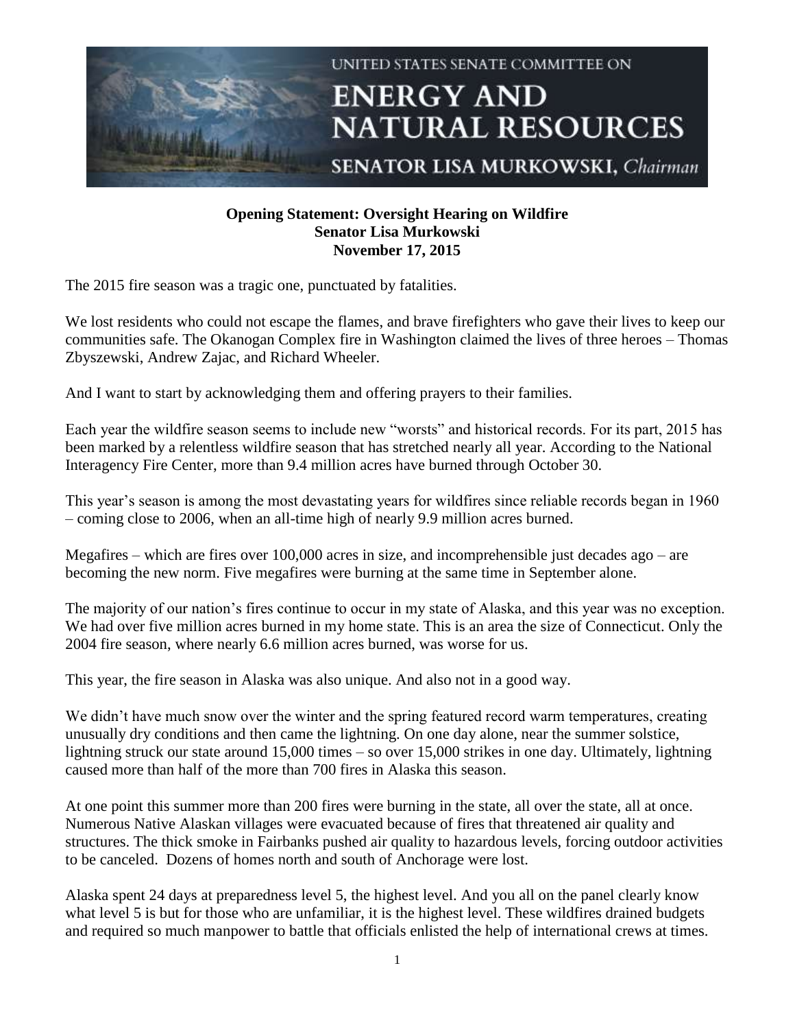UNITED STATES SENATE COMMITTEE ON

# ENERGY AND NATURAL RESOURCES

SENATOR LISA MURKOWSKI, *Chairman*

**Opening Statement: Oversight Hearing on Wildfire**
**Senator Lisa Murkowski**
**November 17, 2015**

The 2015 fire season was a tragic one, punctuated by fatalities.

We lost residents who could not escape the flames, and brave firefighters who gave their lives to keep our communities safe. The Okanogan Complex fire in Washington claimed the lives of three heroes – Thomas Zbyszewski, Andrew Zajac, and Richard Wheeler.

And I want to start by acknowledging them and offering prayers to their families.

Each year the wildfire season seems to include new "worsts" and historical records. For its part, 2015 has been marked by a relentless wildfire season that has stretched nearly all year. According to the National Interagency Fire Center, more than 9.4 million acres have burned through October 30.

This year's season is among the most devastating years for wildfires since reliable records began in 1960 – coming close to 2006, when an all-time high of nearly 9.9 million acres burned.

Megafires – which are fires over 100,000 acres in size, and incomprehensible just decades ago – are becoming the new norm. Five megafires were burning at the same time in September alone.

The majority of our nation's fires continue to occur in my state of Alaska, and this year was no exception. We had over five million acres burned in my home state. This is an area the size of Connecticut. Only the 2004 fire season, where nearly 6.6 million acres burned, was worse for us.

This year, the fire season in Alaska was also unique. And also not in a good way.

We didn't have much snow over the winter and the spring featured record warm temperatures, creating unusually dry conditions and then came the lightning. On one day alone, near the summer solstice, lightning struck our state around 15,000 times – so over 15,000 strikes in one day. Ultimately, lightning caused more than half of the more than 700 fires in Alaska this season.

At one point this summer more than 200 fires were burning in the state, all over the state, all at once. Numerous Native Alaskan villages were evacuated because of fires that threatened air quality and structures. The thick smoke in Fairbanks pushed air quality to hazardous levels, forcing outdoor activities to be canceled. Dozens of homes north and south of Anchorage were lost.

Alaska spent 24 days at preparedness level 5, the highest level. And you all on the panel clearly know what level 5 is but for those who are unfamiliar, it is the highest level. These wildfires drained budgets and required so much manpower to battle that officials enlisted the help of international crews at times.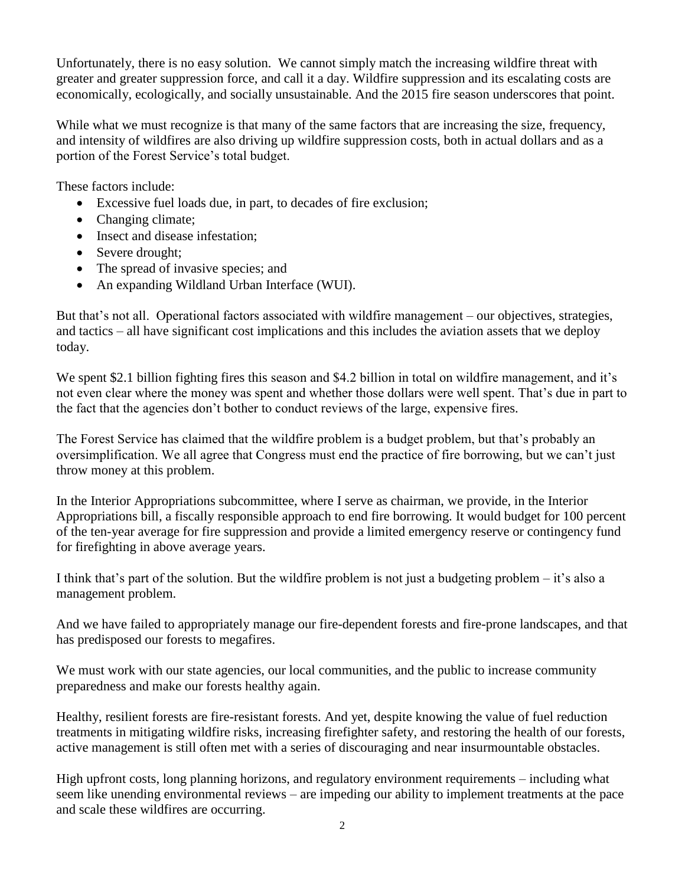Unfortunately, there is no easy solution. We cannot simply match the increasing wildfire threat with greater and greater suppression force, and call it a day. Wildfire suppression and its escalating costs are economically, ecologically, and socially unsustainable. And the 2015 fire season underscores that point.

While what we must recognize is that many of the same factors that are increasing the size, frequency, and intensity of wildfires are also driving up wildfire suppression costs, both in actual dollars and as a portion of the Forest Service's total budget.

These factors include:

- Excessive fuel loads due, in part, to decades of fire exclusion;
- Changing climate;
- Insect and disease infestation;
- Severe drought;
- The spread of invasive species; and
- An expanding Wildland Urban Interface (WUI).

But that's not all. Operational factors associated with wildfire management – our objectives, strategies, and tactics – all have significant cost implications and this includes the aviation assets that we deploy today.

We spent $2.1 billion fighting fires this season and $4.2 billion in total on wildfire management, and it's not even clear where the money was spent and whether those dollars were well spent. That's due in part to the fact that the agencies don't bother to conduct reviews of the large, expensive fires.

The Forest Service has claimed that the wildfire problem is a budget problem, but that's probably an oversimplification. We all agree that Congress must end the practice of fire borrowing, but we can't just throw money at this problem.

In the Interior Appropriations subcommittee, where I serve as chairman, we provide, in the Interior Appropriations bill, a fiscally responsible approach to end fire borrowing. It would budget for 100 percent of the ten-year average for fire suppression and provide a limited emergency reserve or contingency fund for firefighting in above average years.

I think that's part of the solution. But the wildfire problem is not just a budgeting problem – it's also a management problem.

And we have failed to appropriately manage our fire-dependent forests and fire-prone landscapes, and that has predisposed our forests to megafires.

We must work with our state agencies, our local communities, and the public to increase community preparedness and make our forests healthy again.

Healthy, resilient forests are fire-resistant forests. And yet, despite knowing the value of fuel reduction treatments in mitigating wildfire risks, increasing firefighter safety, and restoring the health of our forests, active management is still often met with a series of discouraging and near insurmountable obstacles.

High upfront costs, long planning horizons, and regulatory environment requirements – including what seem like unending environmental reviews – are impeding our ability to implement treatments at the pace and scale these wildfires are occurring.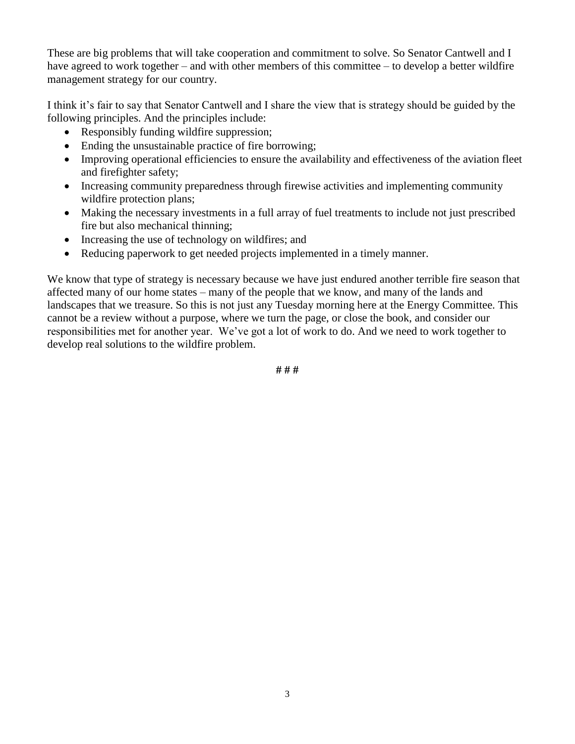These are big problems that will take cooperation and commitment to solve. So Senator Cantwell and I have agreed to work together – and with other members of this committee – to develop a better wildfire management strategy for our country.

I think it's fair to say that Senator Cantwell and I share the view that is strategy should be guided by the following principles. And the principles include:

- Responsibly funding wildfire suppression;
- Ending the unsustainable practice of fire borrowing;
- Improving operational efficiencies to ensure the availability and effectiveness of the aviation fleet and firefighter safety;
- Increasing community preparedness through firewise activities and implementing community wildfire protection plans;
- Making the necessary investments in a full array of fuel treatments to include not just prescribed fire but also mechanical thinning;
- Increasing the use of technology on wildfires; and
- Reducing paperwork to get needed projects implemented in a timely manner.

We know that type of strategy is necessary because we have just endured another terrible fire season that affected many of our home states – many of the people that we know, and many of the lands and landscapes that we treasure. So this is not just any Tuesday morning here at the Energy Committee. This cannot be a review without a purpose, where we turn the page, or close the book, and consider our responsibilities met for another year. We've got a lot of work to do. And we need to work together to develop real solutions to the wildfire problem.

# # #